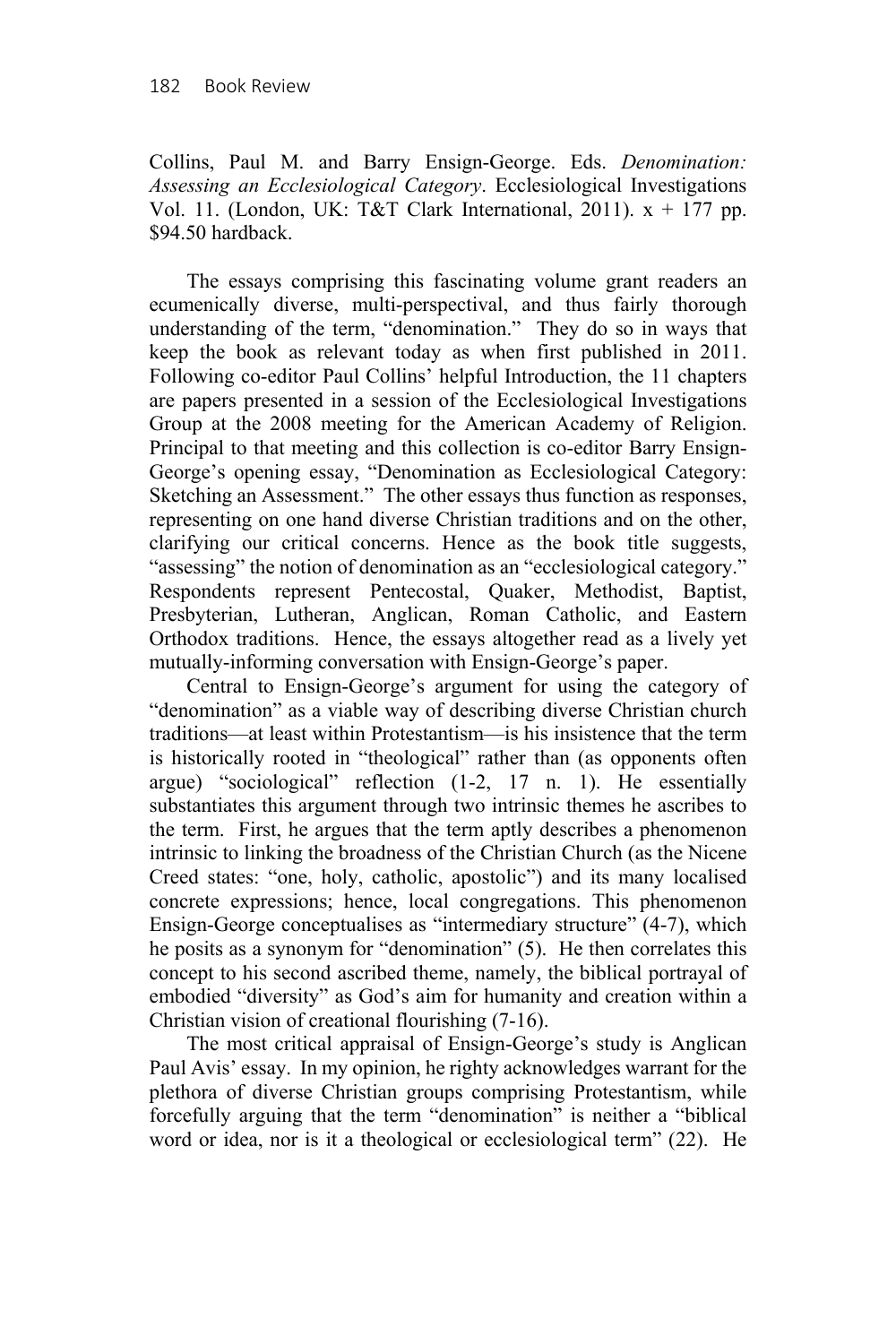Collins, Paul M. and Barry Ensign-George. Eds. *Denomination: Assessing an Ecclesiological Category*. Ecclesiological Investigations Vol. 11. (London, UK: T&T Clark International, 2011). x + 177 pp. $94.50 hardback.

The essays comprising this fascinating volume grant readers an ecumenically diverse, multi-perspectival, and thus fairly thorough understanding of the term, "denomination." They do so in ways that keep the book as relevant today as when first published in 2011. Following co-editor Paul Collins' helpful Introduction, the 11 chapters are papers presented in a session of the Ecclesiological Investigations Group at the 2008 meeting for the American Academy of Religion. Principal to that meeting and this collection is co-editor Barry Ensign-George's opening essay, "Denomination as Ecclesiological Category: Sketching an Assessment." The other essays thus function as responses, representing on one hand diverse Christian traditions and on the other, clarifying our critical concerns. Hence as the book title suggests, "assessing" the notion of denomination as an "ecclesiological category." Respondents represent Pentecostal, Quaker, Methodist, Baptist, Presbyterian, Lutheran, Anglican, Roman Catholic, and Eastern Orthodox traditions. Hence, the essays altogether read as a lively yet mutually-informing conversation with Ensign-George's paper.

Central to Ensign-George's argument for using the category of "denomination" as a viable way of describing diverse Christian church traditions—at least within Protestantism—is his insistence that the term is historically rooted in "theological" rather than (as opponents often argue) "sociological" reflection (1-2, 17 n. 1). He essentially substantiates this argument through two intrinsic themes he ascribes to the term. First, he argues that the term aptly describes a phenomenon intrinsic to linking the broadness of the Christian Church (as the Nicene Creed states: "one, holy, catholic, apostolic") and its many localised concrete expressions; hence, local congregations. This phenomenon Ensign-George conceptualises as "intermediary structure" (4-7), which he posits as a synonym for "denomination" (5). He then correlates this concept to his second ascribed theme, namely, the biblical portrayal of embodied "diversity" as God's aim for humanity and creation within a Christian vision of creational flourishing (7-16).

The most critical appraisal of Ensign-George's study is Anglican Paul Avis' essay. In my opinion, he righty acknowledges warrant for the plethora of diverse Christian groups comprising Protestantism, while forcefully arguing that the term "denomination" is neither a "biblical word or idea, nor is it a theological or ecclesiological term" (22). He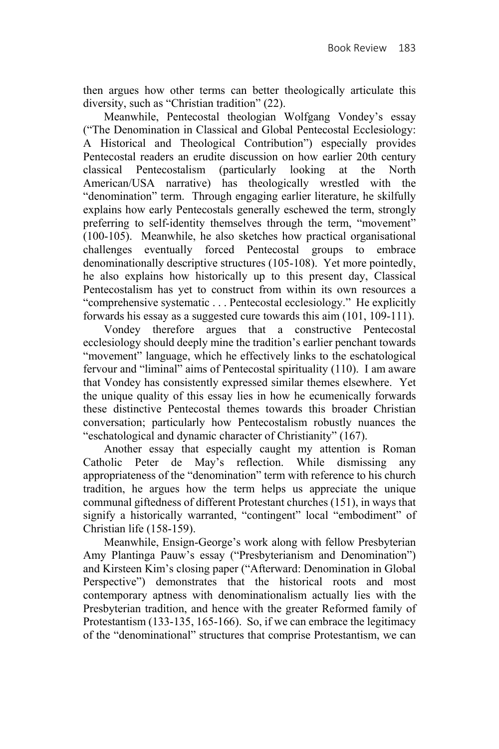then argues how other terms can better theologically articulate this diversity, such as "Christian tradition" (22).

Meanwhile, Pentecostal theologian Wolfgang Vondey's essay ("The Denomination in Classical and Global Pentecostal Ecclesiology: A Historical and Theological Contribution") especially provides Pentecostal readers an erudite discussion on how earlier 20th century classical Pentecostalism (particularly looking at the North American/USA narrative) has theologically wrestled with the "denomination" term. Through engaging earlier literature, he skilfully explains how early Pentecostals generally eschewed the term, strongly preferring to self-identity themselves through the term, "movement" (100-105). Meanwhile, he also sketches how practical organisational challenges eventually forced Pentecostal groups to embrace denominationally descriptive structures (105-108). Yet more pointedly, he also explains how historically up to this present day, Classical Pentecostalism has yet to construct from within its own resources a "comprehensive systematic . . . Pentecostal ecclesiology." He explicitly forwards his essay as a suggested cure towards this aim (101, 109-111).

Vondey therefore argues that a constructive Pentecostal ecclesiology should deeply mine the tradition's earlier penchant towards "movement" language, which he effectively links to the eschatological fervour and "liminal" aims of Pentecostal spirituality (110). I am aware that Vondey has consistently expressed similar themes elsewhere. Yet the unique quality of this essay lies in how he ecumenically forwards these distinctive Pentecostal themes towards this broader Christian conversation; particularly how Pentecostalism robustly nuances the "eschatological and dynamic character of Christianity" (167).

Another essay that especially caught my attention is Roman Catholic Peter de May's reflection. While dismissing any appropriateness of the "denomination" term with reference to his church tradition, he argues how the term helps us appreciate the unique communal giftedness of different Protestant churches (151), in ways that signify a historically warranted, "contingent" local "embodiment" of Christian life (158-159).

Meanwhile, Ensign-George's work along with fellow Presbyterian Amy Plantinga Pauw's essay ("Presbyterianism and Denomination") and Kirsteen Kim's closing paper ("Afterward: Denomination in Global Perspective") demonstrates that the historical roots and most contemporary aptness with denominationalism actually lies with the Presbyterian tradition, and hence with the greater Reformed family of Protestantism (133-135, 165-166). So, if we can embrace the legitimacy of the "denominational" structures that comprise Protestantism, we can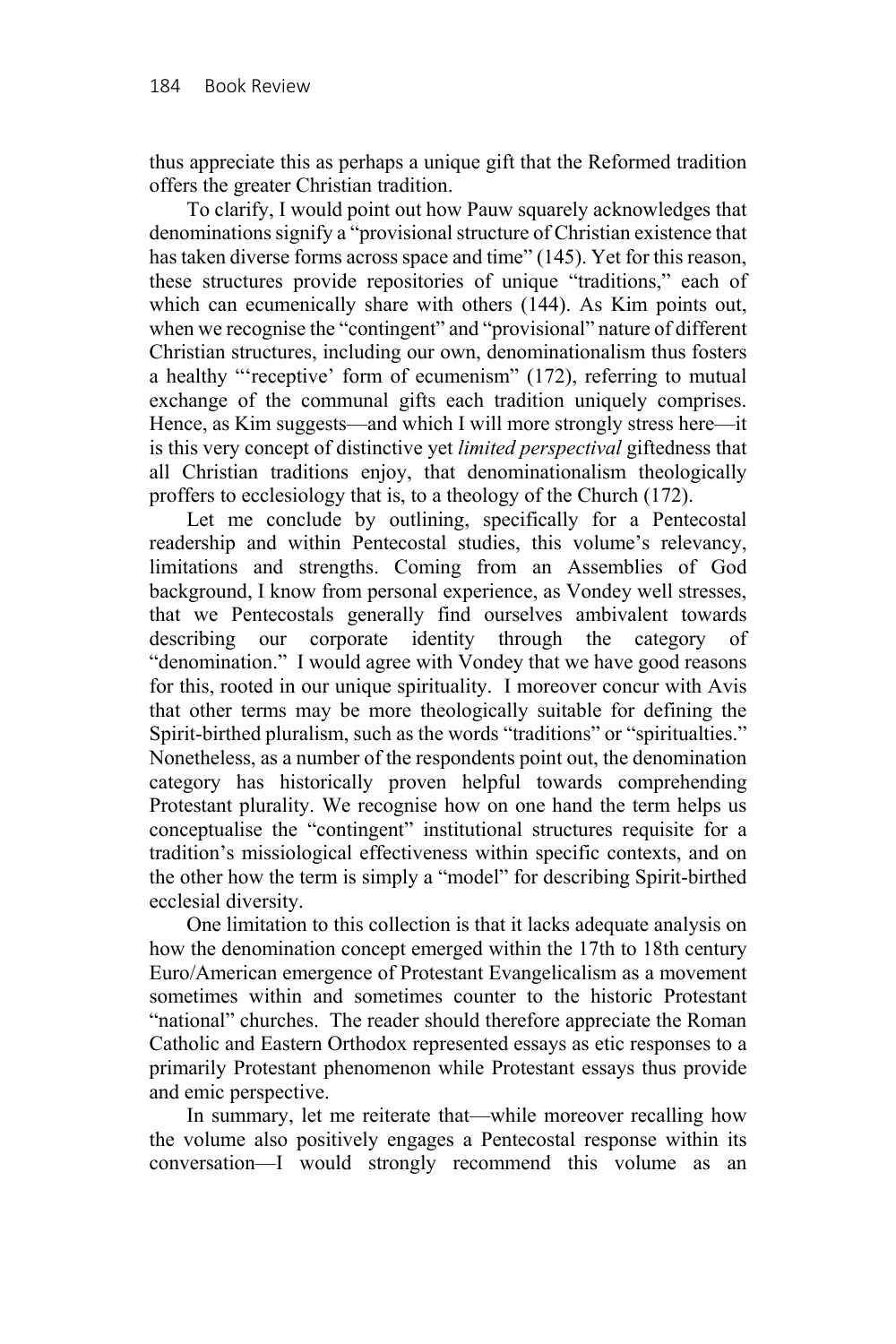thus appreciate this as perhaps a unique gift that the Reformed tradition offers the greater Christian tradition.

To clarify, I would point out how Pauw squarely acknowledges that denominations signify a "provisional structure of Christian existence that has taken diverse forms across space and time" (145). Yet for this reason, these structures provide repositories of unique "traditions," each of which can ecumenically share with others (144). As Kim points out, when we recognise the "contingent" and "provisional" nature of different Christian structures, including our own, denominationalism thus fosters a healthy "'receptive' form of ecumenism" (172), referring to mutual exchange of the communal gifts each tradition uniquely comprises. Hence, as Kim suggests—and which I will more strongly stress here—it is this very concept of distinctive yet *limited perspectival* giftedness that all Christian traditions enjoy, that denominationalism theologically proffers to ecclesiology that is, to a theology of the Church (172).

Let me conclude by outlining, specifically for a Pentecostal readership and within Pentecostal studies, this volume's relevancy, limitations and strengths. Coming from an Assemblies of God background, I know from personal experience, as Vondey well stresses, that we Pentecostals generally find ourselves ambivalent towards describing our corporate identity through the category of "denomination." I would agree with Vondey that we have good reasons for this, rooted in our unique spirituality. I moreover concur with Avis that other terms may be more theologically suitable for defining the Spirit-birthed pluralism, such as the words "traditions" or "spiritualties." Nonetheless, as a number of the respondents point out, the denomination category has historically proven helpful towards comprehending Protestant plurality. We recognise how on one hand the term helps us conceptualise the "contingent" institutional structures requisite for a tradition's missiological effectiveness within specific contexts, and on the other how the term is simply a "model" for describing Spirit-birthed ecclesial diversity.

One limitation to this collection is that it lacks adequate analysis on how the denomination concept emerged within the 17th to 18th century Euro/American emergence of Protestant Evangelicalism as a movement sometimes within and sometimes counter to the historic Protestant "national" churches. The reader should therefore appreciate the Roman Catholic and Eastern Orthodox represented essays as etic responses to a primarily Protestant phenomenon while Protestant essays thus provide and emic perspective.

In summary, let me reiterate that—while moreover recalling how the volume also positively engages a Pentecostal response within its conversation—I would strongly recommend this volume as an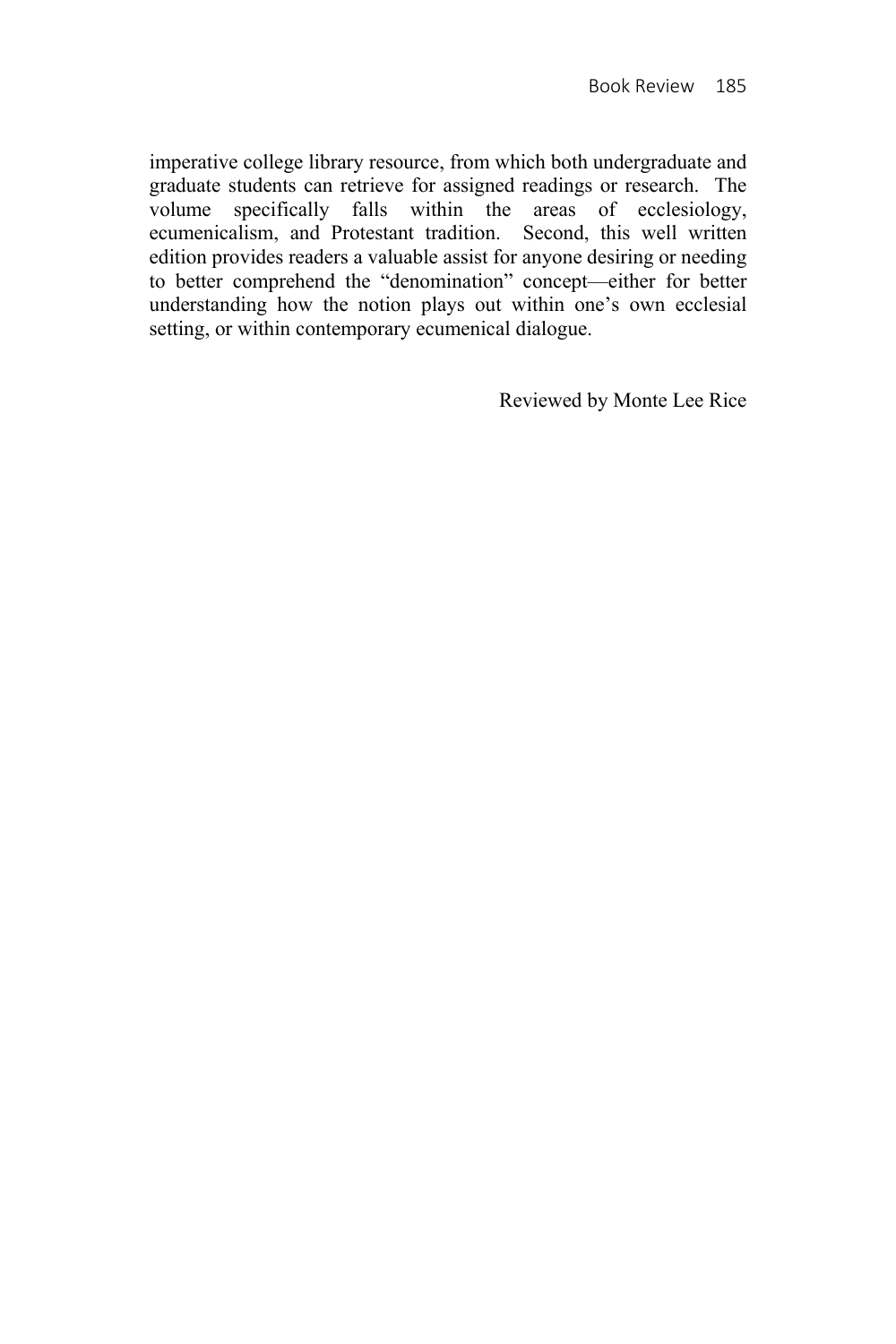imperative college library resource, from which both undergraduate and graduate students can retrieve for assigned readings or research. The volume specifically falls within the areas of ecclesiology, ecumenicalism, and Protestant tradition. Second, this well written edition provides readers a valuable assist for anyone desiring or needing to better comprehend the "denomination" concept—either for better understanding how the notion plays out within one's own ecclesial setting, or within contemporary ecumenical dialogue.

Reviewed by Monte Lee Rice